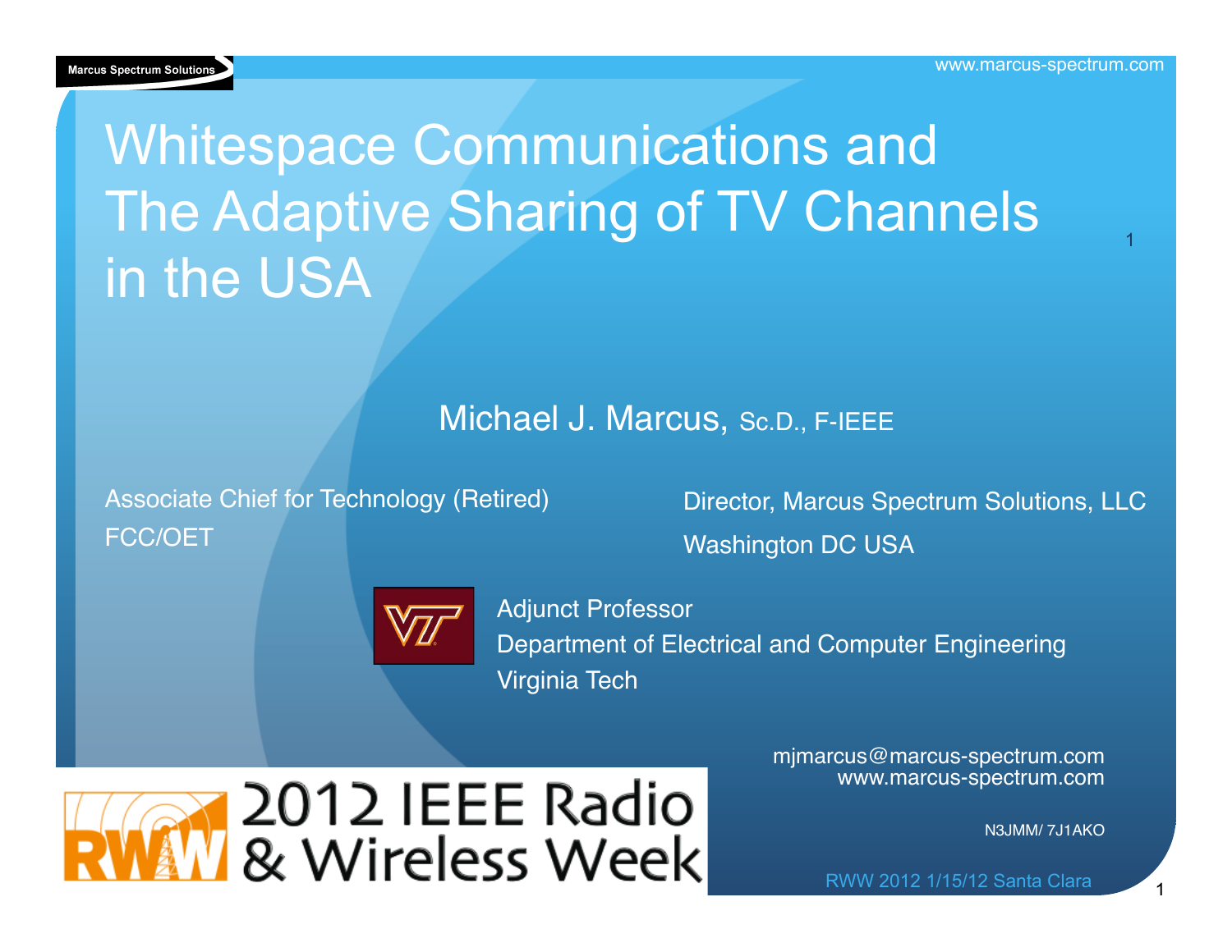Marcus Spectrum Solutions

www.marcus-spectrum.com

# Whitespace Communications and The Adaptive Sharing of TV Channels in the USA

Michael J. Marcus, Sc.D., F-IEEE

Associate Chief for Technology (Retired)
FCC/OET

Director, Marcus Spectrum Solutions, LLC
Washington DC USA

Adjunct Professor
Department of Electrical and Computer Engineering
Virginia Tech

mjmarcus@marcus-spectrum.com
www.marcus-spectrum.com

N3JMM/ 7J1AKO

2012 IEEE Radio & Wireless Week

RWW 2012 1/15/12 Santa Clara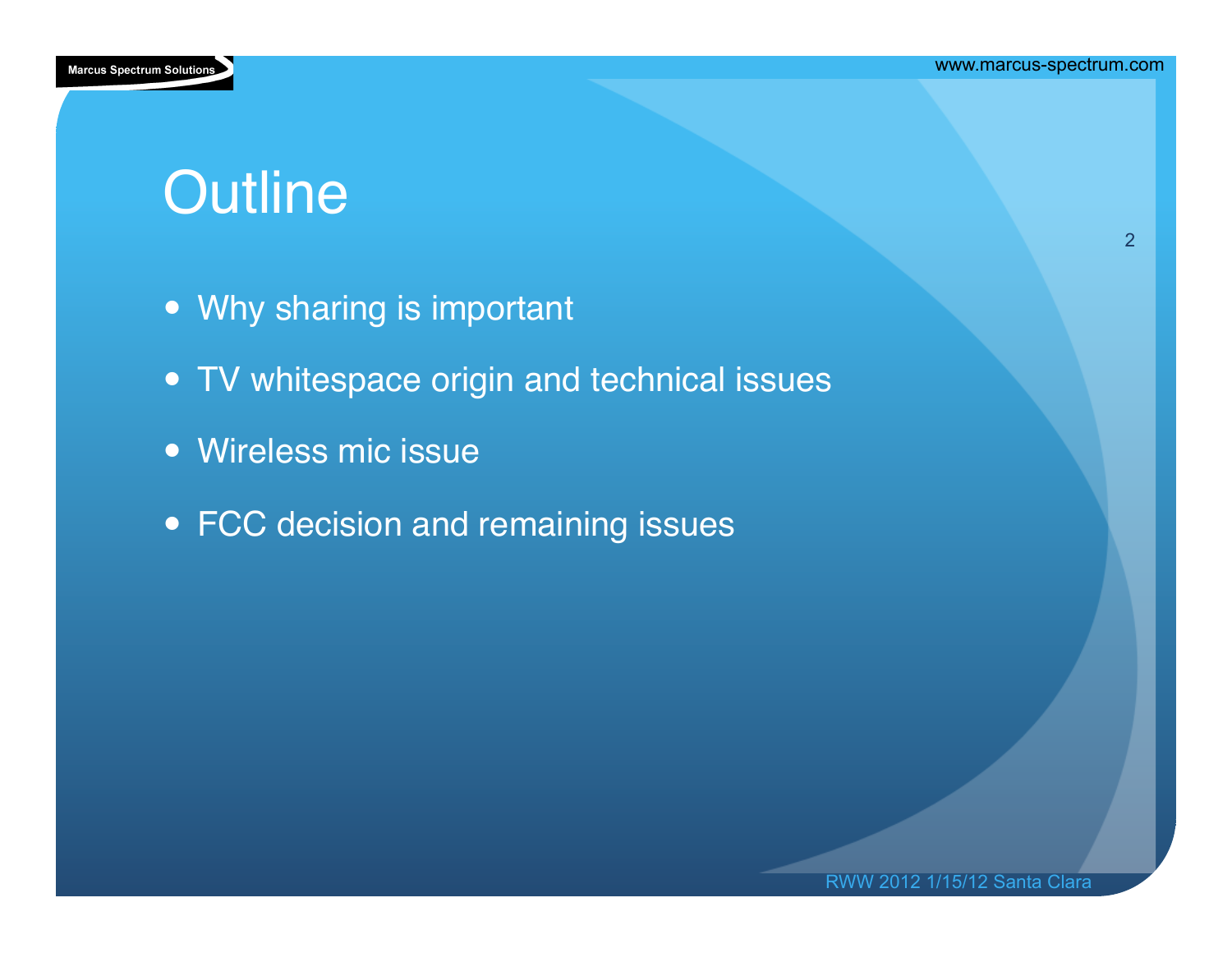# Outline

- Why sharing is important
- TV whitespace origin and technical issues
- Wireless mic issue
- FCC decision and remaining issues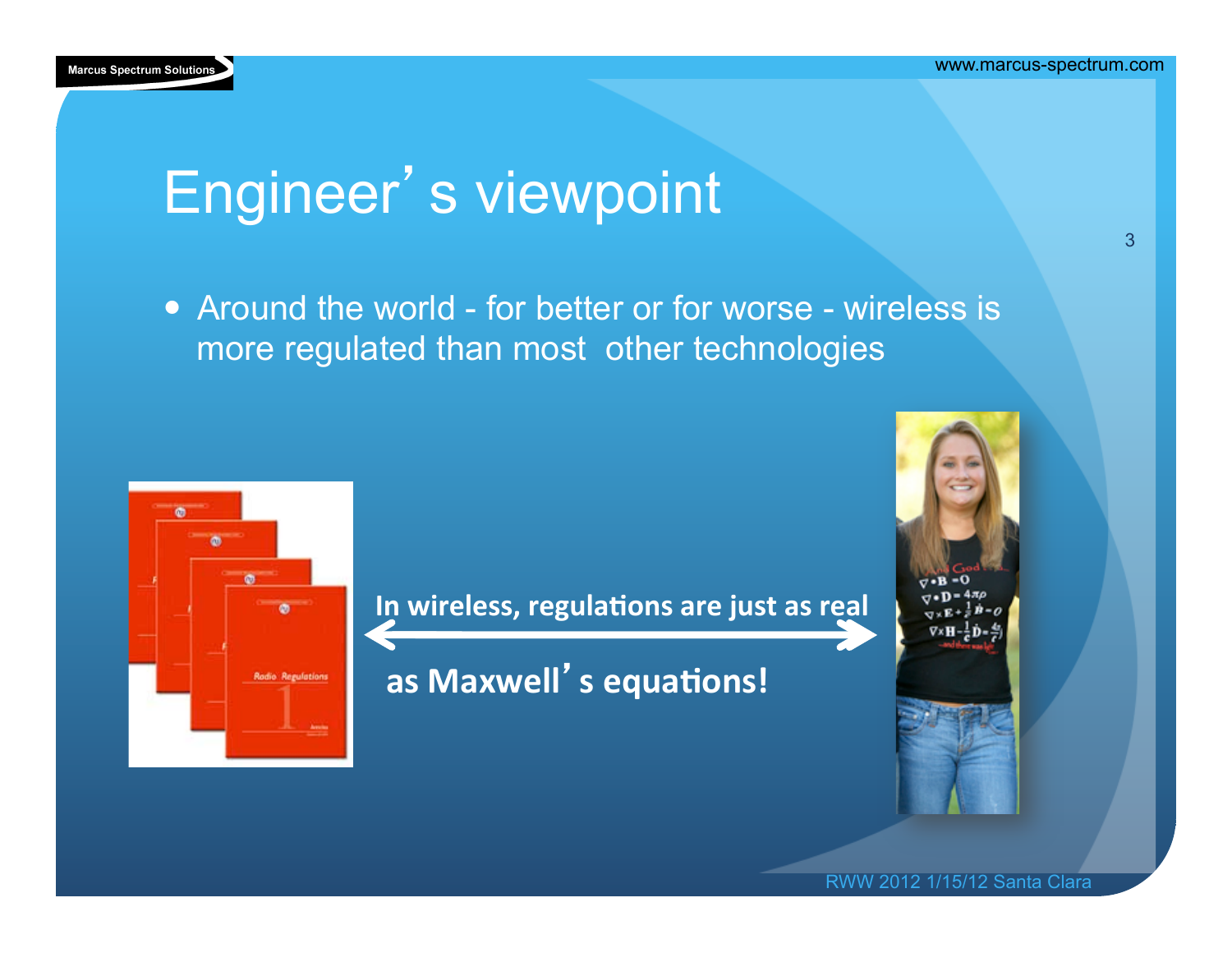# Engineer's viewpoint

- Around the world - for better or for worse - wireless is more regulated than most other technologies

**In wireless, regulations are just as real**

**as Maxwell's equations!**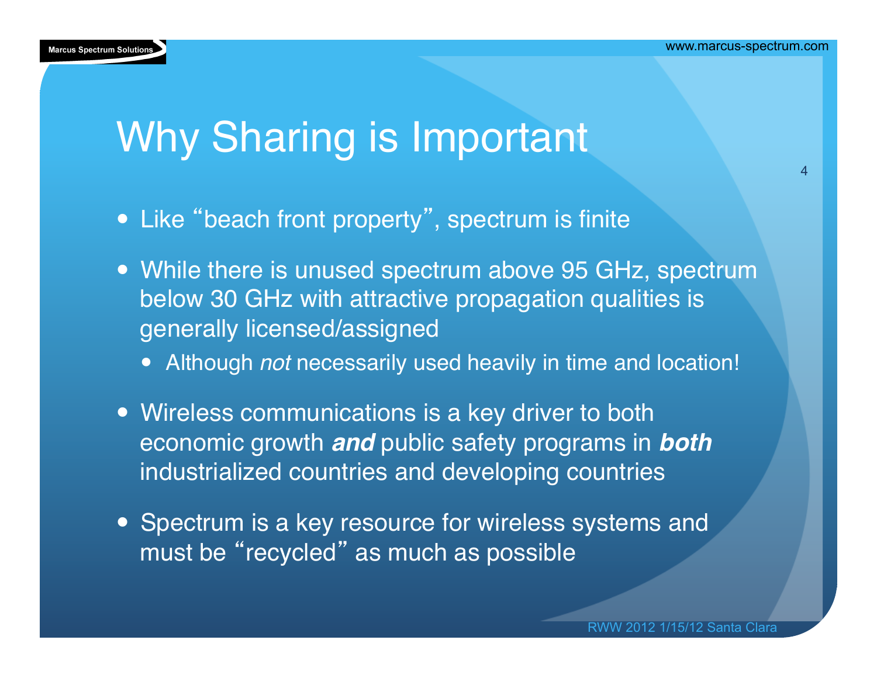# Why Sharing is Important

- Like "beach front property", spectrum is finite
- While there is unused spectrum above 95 GHz, spectrum below 30 GHz with attractive propagation qualities is generally licensed/assigned
  - Although *not* necessarily used heavily in time and location!
- Wireless communications is a key driver to both economic growth ***and*** public safety programs in ***both*** industrialized countries and developing countries
- Spectrum is a key resource for wireless systems and must be "recycled" as much as possible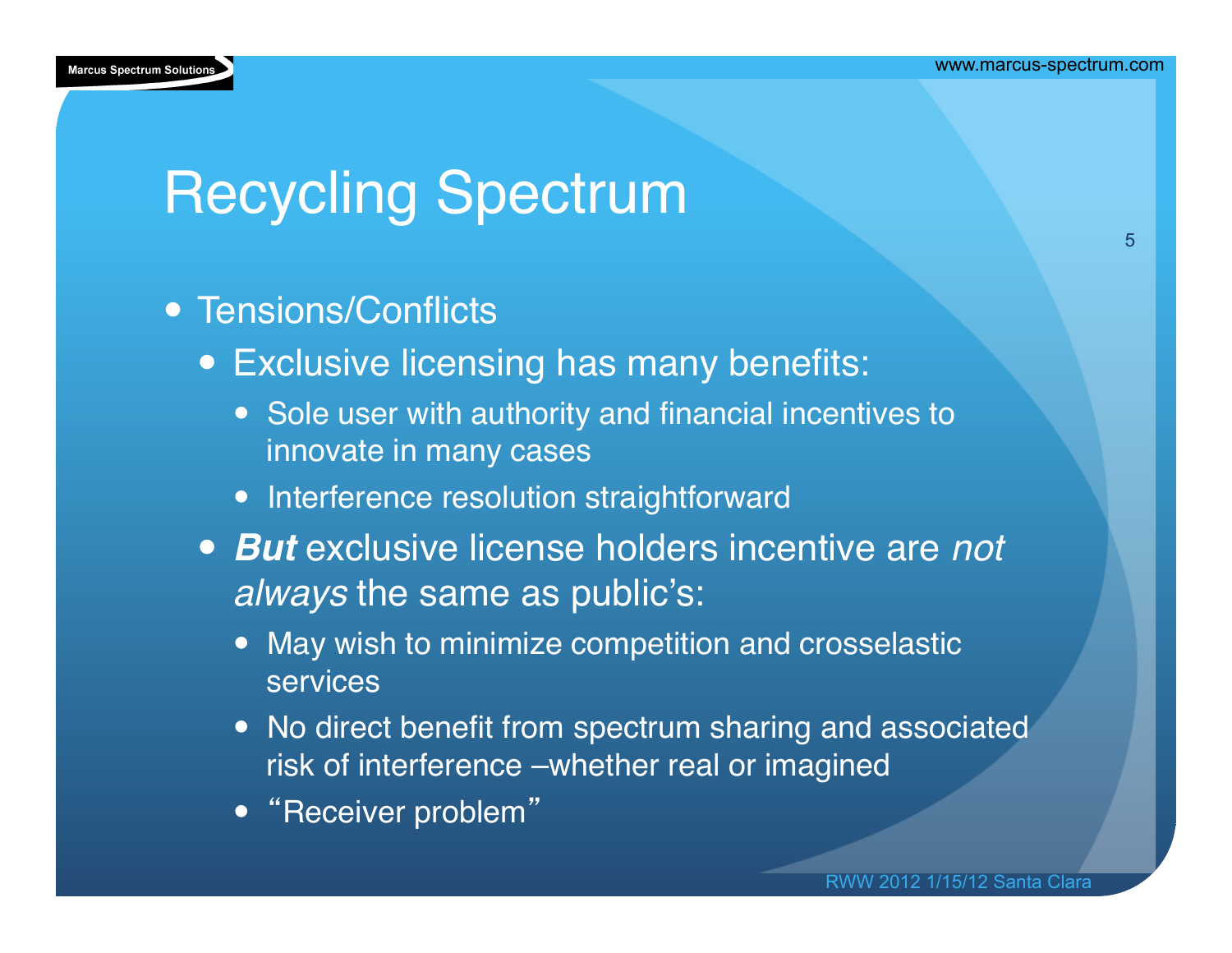# Recycling Spectrum

- Tensions/Conflicts
  - Exclusive licensing has many benefits:
    - Sole user with authority and financial incentives to innovate in many cases
    - Interference resolution straightforward
  - ***But*** exclusive license holders incentive are *not always* the same as public's:
    - May wish to minimize competition and crosselastic services
    - No direct benefit from spectrum sharing and associated risk of interference –whether real or imagined
    - "Receiver problem"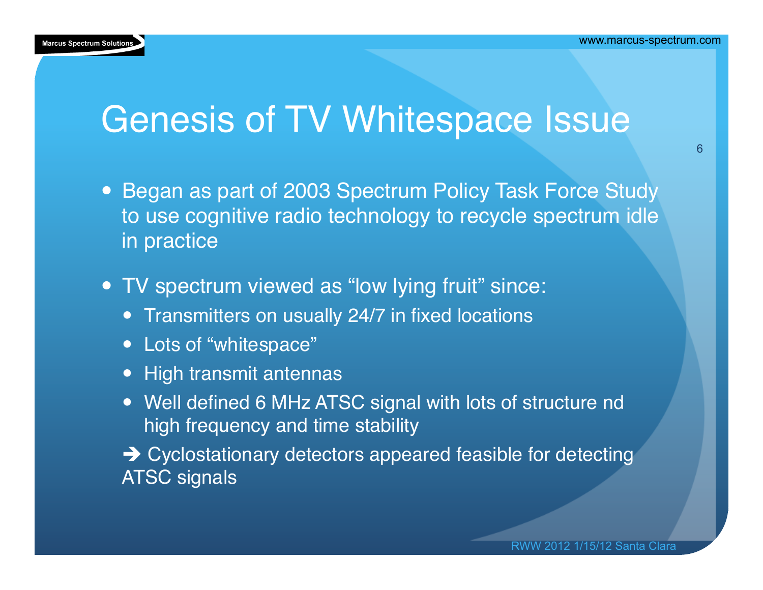# Genesis of TV Whitespace Issue

- Began as part of 2003 Spectrum Policy Task Force Study to use cognitive radio technology to recycle spectrum idle in practice
- TV spectrum viewed as "low lying fruit" since:
  - Transmitters on usually 24/7 in fixed locations
  - Lots of "whitespace"
  - High transmit antennas
  - Well defined 6 MHz ATSC signal with lots of structure nd high frequency and time stability

  ➔ Cyclostationary detectors appeared feasible for detecting ATSC signals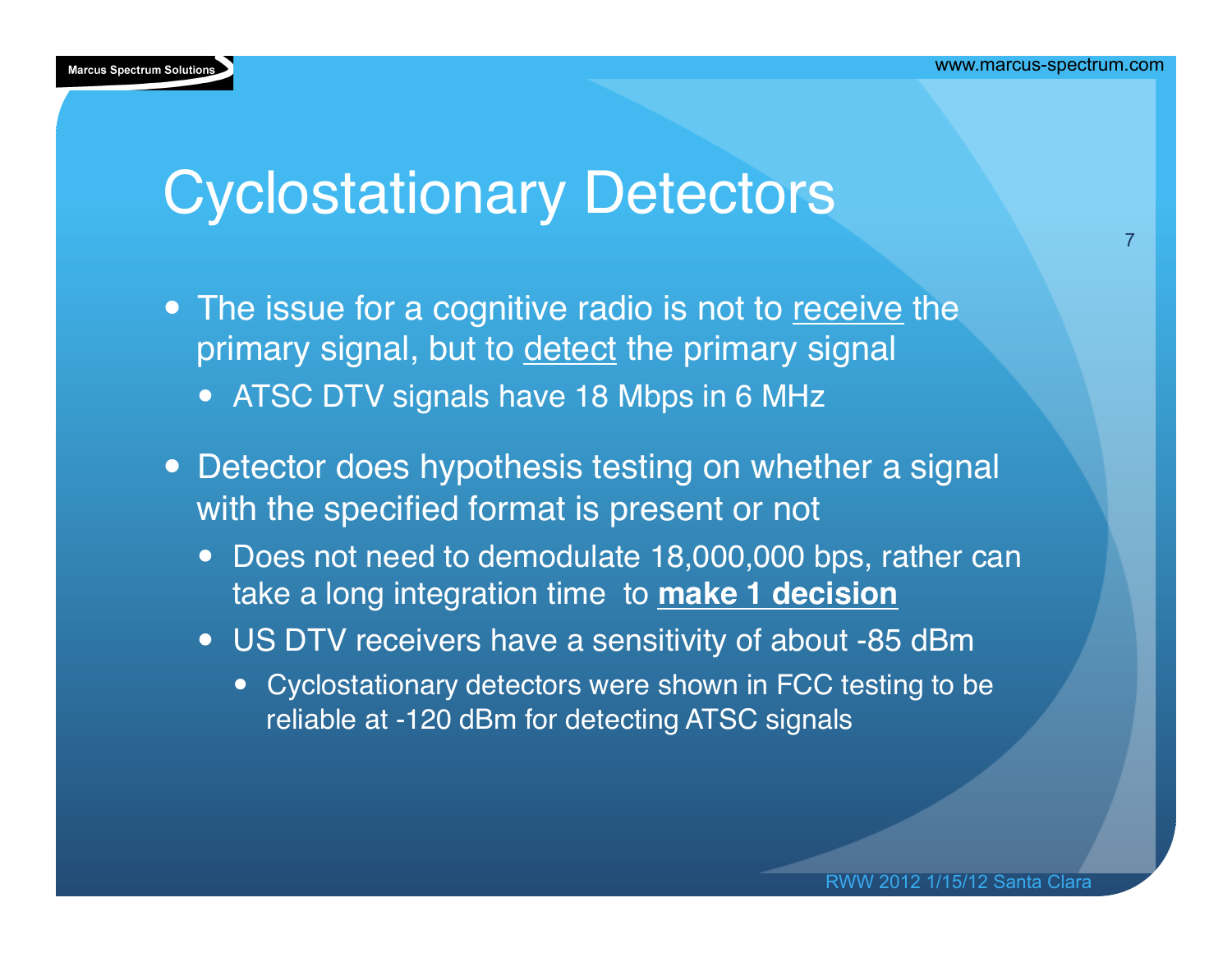# Cyclostationary Detectors

- The issue for a cognitive radio is not to <u>receive</u> the primary signal, but to <u>detect</u> the primary signal
  - ATSC DTV signals have 18 Mbps in 6 MHz
- Detector does hypothesis testing on whether a signal with the specified format is present or not
  - Does not need to demodulate 18,000,000 bps, rather can take a long integration time to **<u>make 1 decision</u>**
  - US DTV receivers have a sensitivity of about -85 dBm
    - Cyclostationary detectors were shown in FCC testing to be reliable at -120 dBm for detecting ATSC signals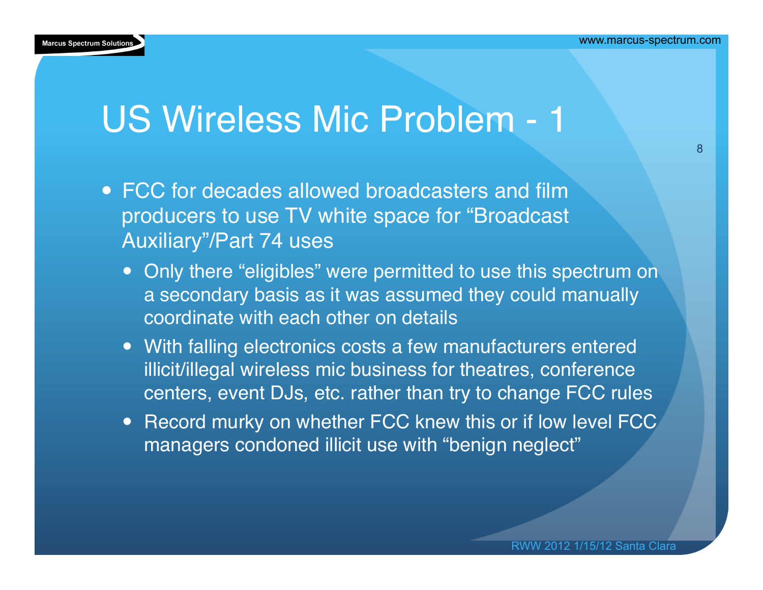# US Wireless Mic Problem - 1

- FCC for decades allowed broadcasters and film producers to use TV white space for “Broadcast Auxiliary”/Part 74 uses
  - Only there “eligibles” were permitted to use this spectrum on a secondary basis as it was assumed they could manually coordinate with each other on details
  - With falling electronics costs a few manufacturers entered illicit/illegal wireless mic business for theatres, conference centers, event DJs, etc. rather than try to change FCC rules
  - Record murky on whether FCC knew this or if low level FCC managers condoned illicit use with “benign neglect”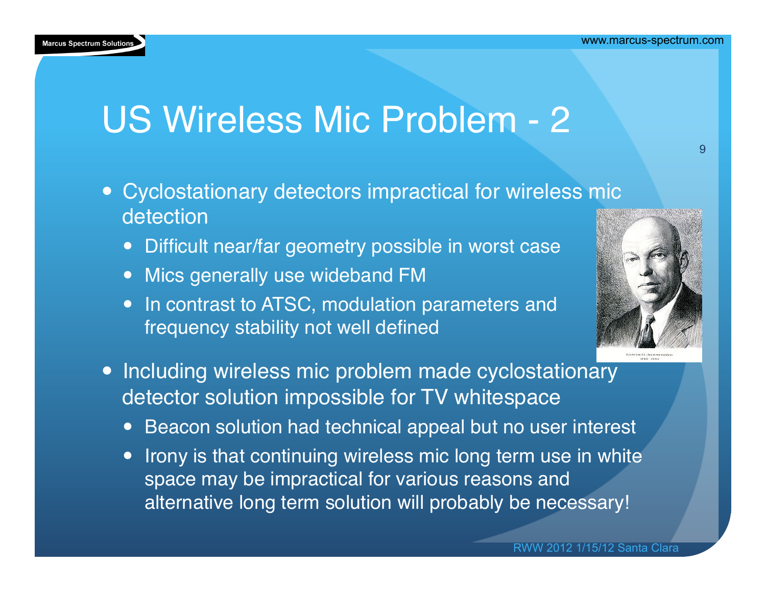# US Wireless Mic Problem - 2

- Cyclostationary detectors impractical for wireless mic detection
  - Difficult near/far geometry possible in worst case
  - Mics generally use wideband FM
  - In contrast to ATSC, modulation parameters and frequency stability not well defined
- Including wireless mic problem made cyclostationary detector solution impossible for TV whitespace
  - Beacon solution had technical appeal but no user interest
  - Irony is that continuing wireless mic long term use in white space may be impractical for various reasons and alternative long term solution will probably be necessary!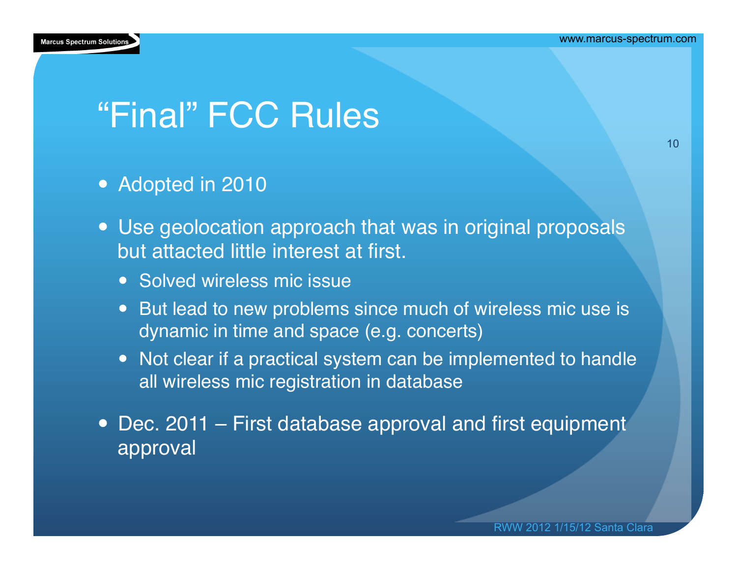# "Final" FCC Rules

- Adopted in 2010
- Use geolocation approach that was in original proposals but attacted little interest at first.
  - Solved wireless mic issue
  - But lead to new problems since much of wireless mic use is dynamic in time and space (e.g. concerts)
  - Not clear if a practical system can be implemented to handle all wireless mic registration in database
- Dec. 2011 – First database approval and first equipment approval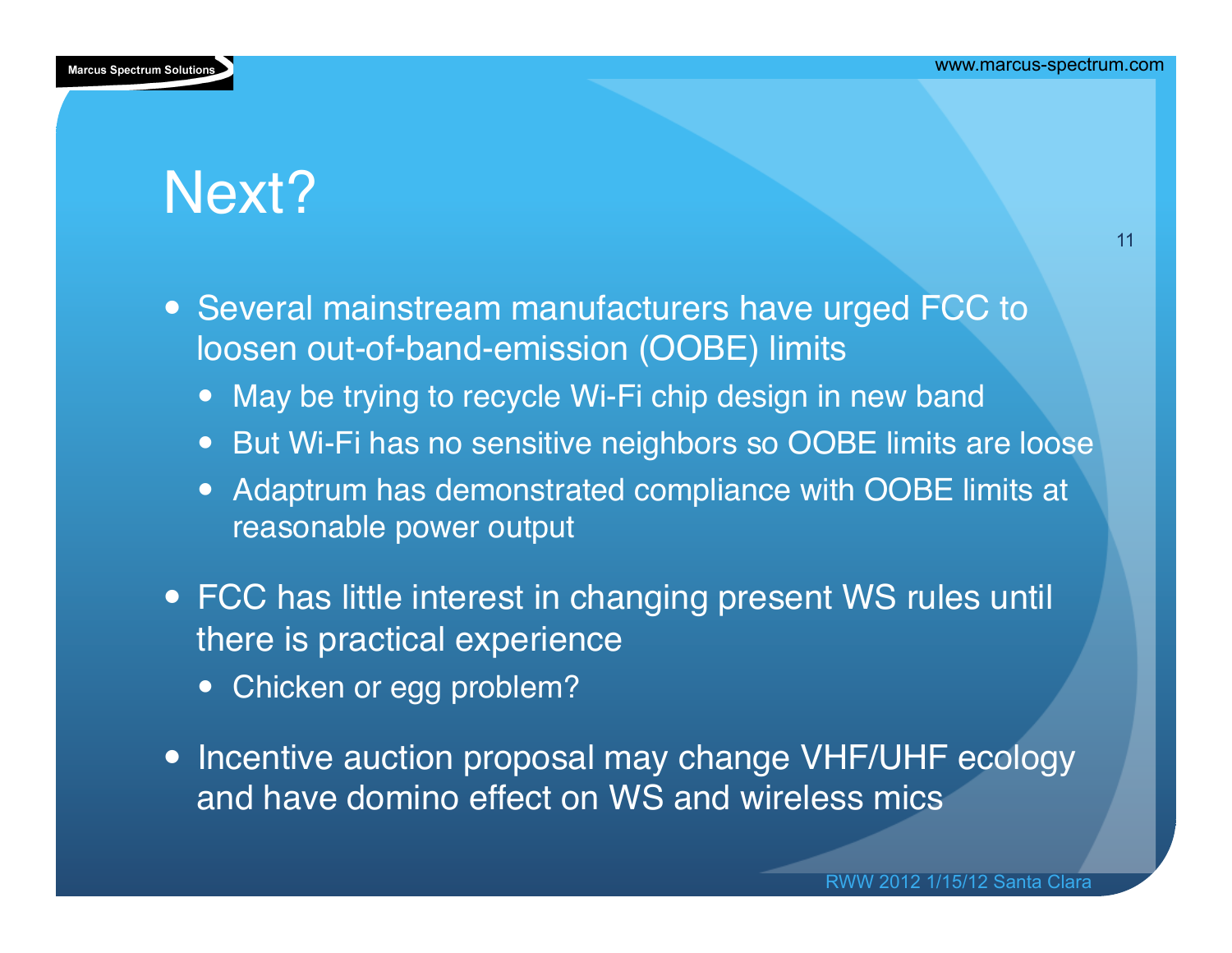# Next?

- Several mainstream manufacturers have urged FCC to loosen out-of-band-emission (OOBE) limits
  - May be trying to recycle Wi-Fi chip design in new band
  - But Wi-Fi has no sensitive neighbors so OOBE limits are loose
  - Adaptrum has demonstrated compliance with OOBE limits at reasonable power output
- FCC has little interest in changing present WS rules until there is practical experience
  - Chicken or egg problem?
- Incentive auction proposal may change VHF/UHF ecology and have domino effect on WS and wireless mics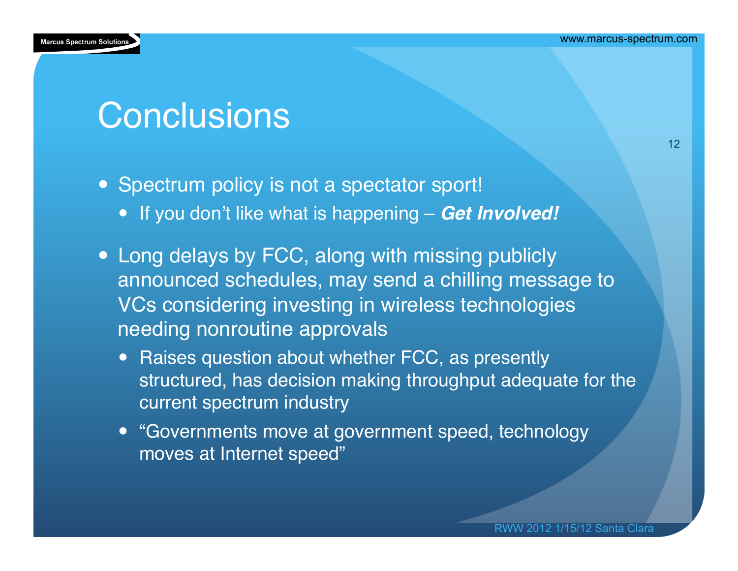# Conclusions

- Spectrum policy is not a spectator sport!
  - If you don't like what is happening – ***Get Involved!***
- Long delays by FCC, along with missing publicly announced schedules, may send a chilling message to VCs considering investing in wireless technologies needing nonroutine approvals
  - Raises question about whether FCC, as presently structured, has decision making throughput adequate for the current spectrum industry
  - "Governments move at government speed, technology moves at Internet speed"